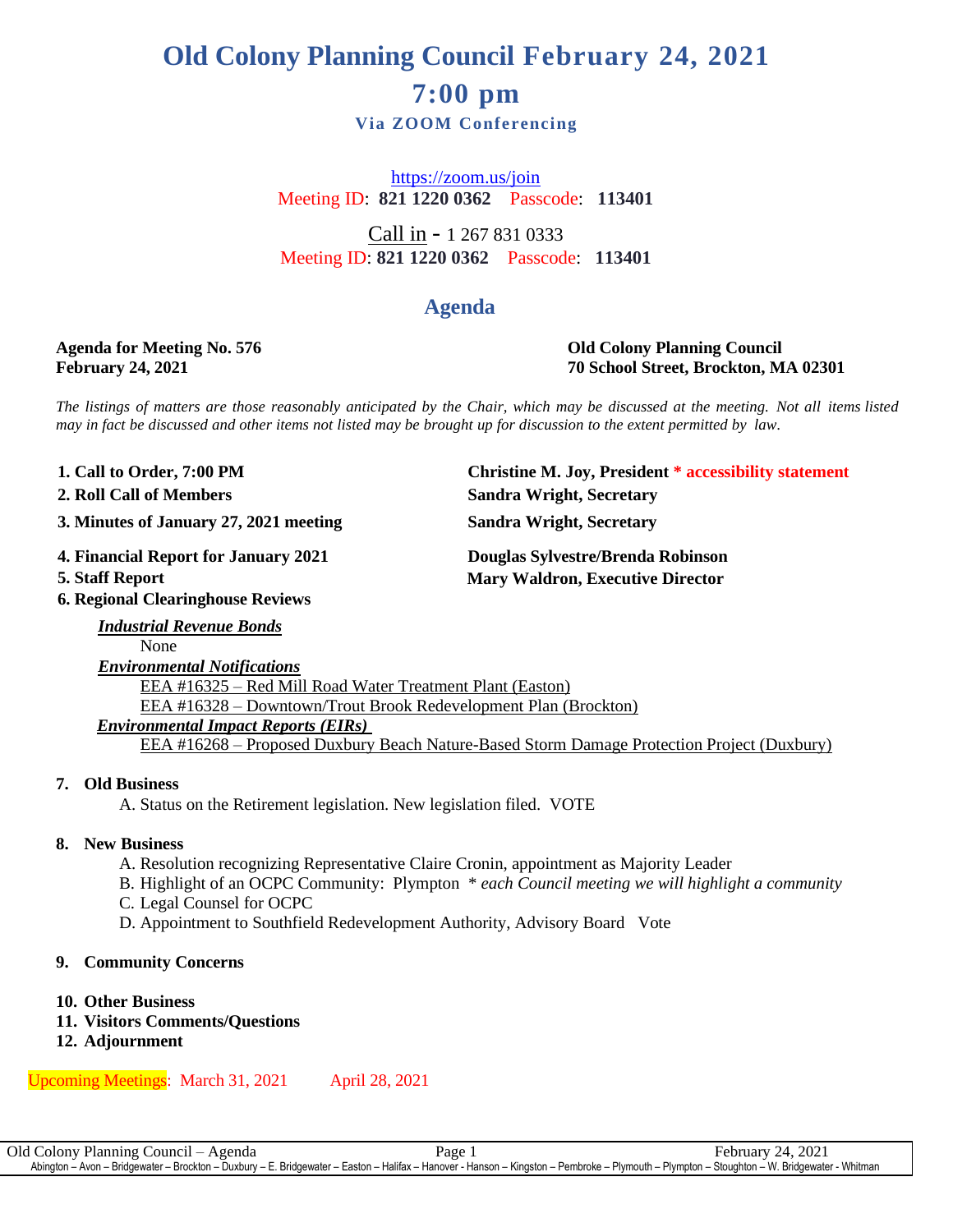# Old Colony Planning Council February 24, 2021

# 7:00 pm

### Via ZOOM Conferencing

https://zoom.us/join
Meeting ID: **821 1220 0362** Passcode: **113401**

Call in - 1 267 831 0333
Meeting ID: **821 1220 0362** Passcode: **113401**

## Agenda

**Agenda for Meeting No. 576**
**February 24, 2021**

**Old Colony Planning Council**
**70 School Street, Brockton, MA 02301**

*The listings of matters are those reasonably anticipated by the Chair, which may be discussed at the meeting. Not all items listed may in fact be discussed and other items not listed may be brought up for discussion to the extent permitted by law.*

| | |
|---|---|
| **1. Call to Order, 7:00 PM** | **Christine M. Joy, President * accessibility statement** |
| **2. Roll Call of Members** | **Sandra Wright, Secretary** |
| **3. Minutes of January 27, 2021 meeting** | **Sandra Wright, Secretary** |
| **4. Financial Report for January 2021** | **Douglas Sylvestre/Brenda Robinson** |
| **5. Staff Report** | **Mary Waldron, Executive Director** |
| **6. Regional Clearinghouse Reviews** | |

***Industrial Revenue Bonds***
None

***Environmental Notifications***
EEA #16325 – Red Mill Road Water Treatment Plant (Easton)
EEA #16328 – Downtown/Trout Brook Redevelopment Plan (Brockton)

***Environmental Impact Reports (EIRs)***
EEA #16268 – Proposed Duxbury Beach Nature-Based Storm Damage Protection Project (Duxbury)

**7. Old Business**

A. Status on the Retirement legislation. New legislation filed. VOTE

**8. New Business**

A. Resolution recognizing Representative Claire Cronin, appointment as Majority Leader
B. Highlight of an OCPC Community: Plympton * *each Council meeting we will highlight a community*
C. Legal Counsel for OCPC
D. Appointment to Southfield Redevelopment Authority, Advisory Board Vote

**9. Community Concerns**

**10. Other Business**

**11. Visitors Comments/Questions**

**12. Adjournment**

Upcoming Meetings: March 31, 2021 April 28, 2021

Abington – Avon – Bridgewater – Brockton – Duxbury – E. Bridgewater – Easton – Halifax – Hanover - Hanson – Kingston – Pembroke – Plymouth – Plympton – Stoughton – W. Bridgewater - Whitman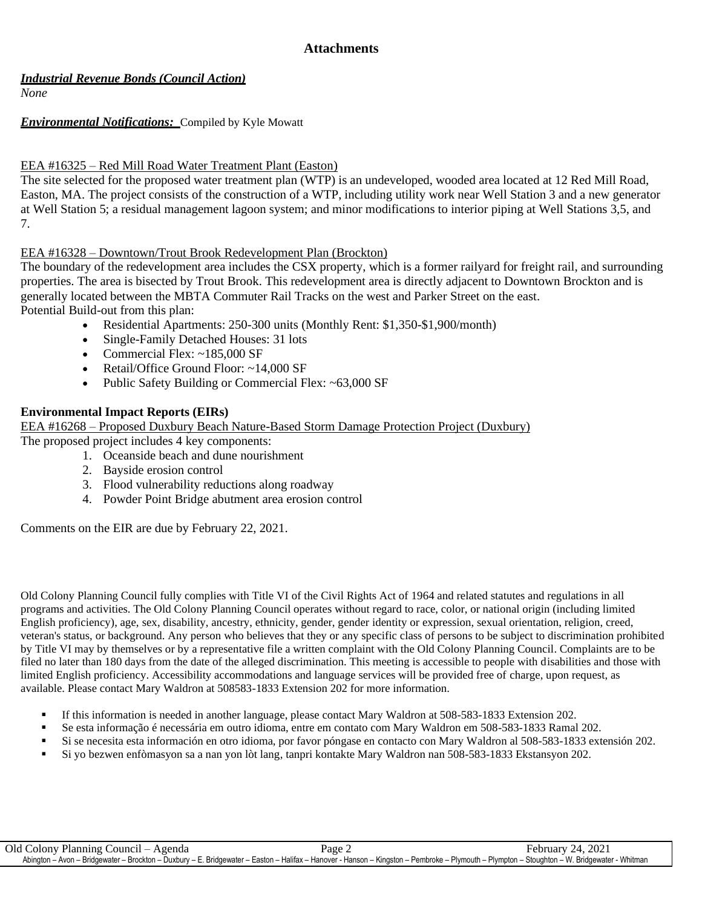## Attachments

***Industrial Revenue Bonds (Council Action)***

*None*

***Environmental Notifications:*** Compiled by Kyle Mowatt

EEA #16325 – Red Mill Road Water Treatment Plant (Easton)

The site selected for the proposed water treatment plan (WTP) is an undeveloped, wooded area located at 12 Red Mill Road, Easton, MA. The project consists of the construction of a WTP, including utility work near Well Station 3 and a new generator at Well Station 5; a residual management lagoon system; and minor modifications to interior piping at Well Stations 3,5, and 7.

EEA #16328 – Downtown/Trout Brook Redevelopment Plan (Brockton)

The boundary of the redevelopment area includes the CSX property, which is a former railyard for freight rail, and surrounding properties. The area is bisected by Trout Brook. This redevelopment area is directly adjacent to Downtown Brockton and is generally located between the MBTA Commuter Rail Tracks on the west and Parker Street on the east.

Potential Build-out from this plan:

- Residential Apartments: 250-300 units (Monthly Rent: $1,350-$1,900/month)
- Single-Family Detached Houses: 31 lots
- Commercial Flex: ~185,000 SF
- Retail/Office Ground Floor: ~14,000 SF
- Public Safety Building or Commercial Flex: ~63,000 SF

**Environmental Impact Reports (EIRs)**

EEA #16268 – Proposed Duxbury Beach Nature-Based Storm Damage Protection Project (Duxbury)

The proposed project includes 4 key components:

1. Oceanside beach and dune nourishment
2. Bayside erosion control
3. Flood vulnerability reductions along roadway
4. Powder Point Bridge abutment area erosion control

Comments on the EIR are due by February 22, 2021.

Old Colony Planning Council fully complies with Title VI of the Civil Rights Act of 1964 and related statutes and regulations in all programs and activities. The Old Colony Planning Council operates without regard to race, color, or national origin (including limited English proficiency), age, sex, disability, ancestry, ethnicity, gender, gender identity or expression, sexual orientation, religion, creed, veteran's status, or background. Any person who believes that they or any specific class of persons to be subject to discrimination prohibited by Title VI may by themselves or by a representative file a written complaint with the Old Colony Planning Council. Complaints are to be filed no later than 180 days from the date of the alleged discrimination. This meeting is accessible to people with disabilities and those with limited English proficiency. Accessibility accommodations and language services will be provided free of charge, upon request, as available. Please contact Mary Waldron at 508583-1833 Extension 202 for more information.

- If this information is needed in another language, please contact Mary Waldron at 508-583-1833 Extension 202.
- Se esta informação é necessária em outro idioma, entre em contato com Mary Waldron em 508-583-1833 Ramal 202.
- Si se necesita esta información en otro idioma, por favor póngase en contacto con Mary Waldron al 508-583-1833 extensión 202.
- Si yo bezwen enfòmasyon sa a nan yon lòt lang, tanpri kontakte Mary Waldron nan 508-583-1833 Ekstansyon 202.